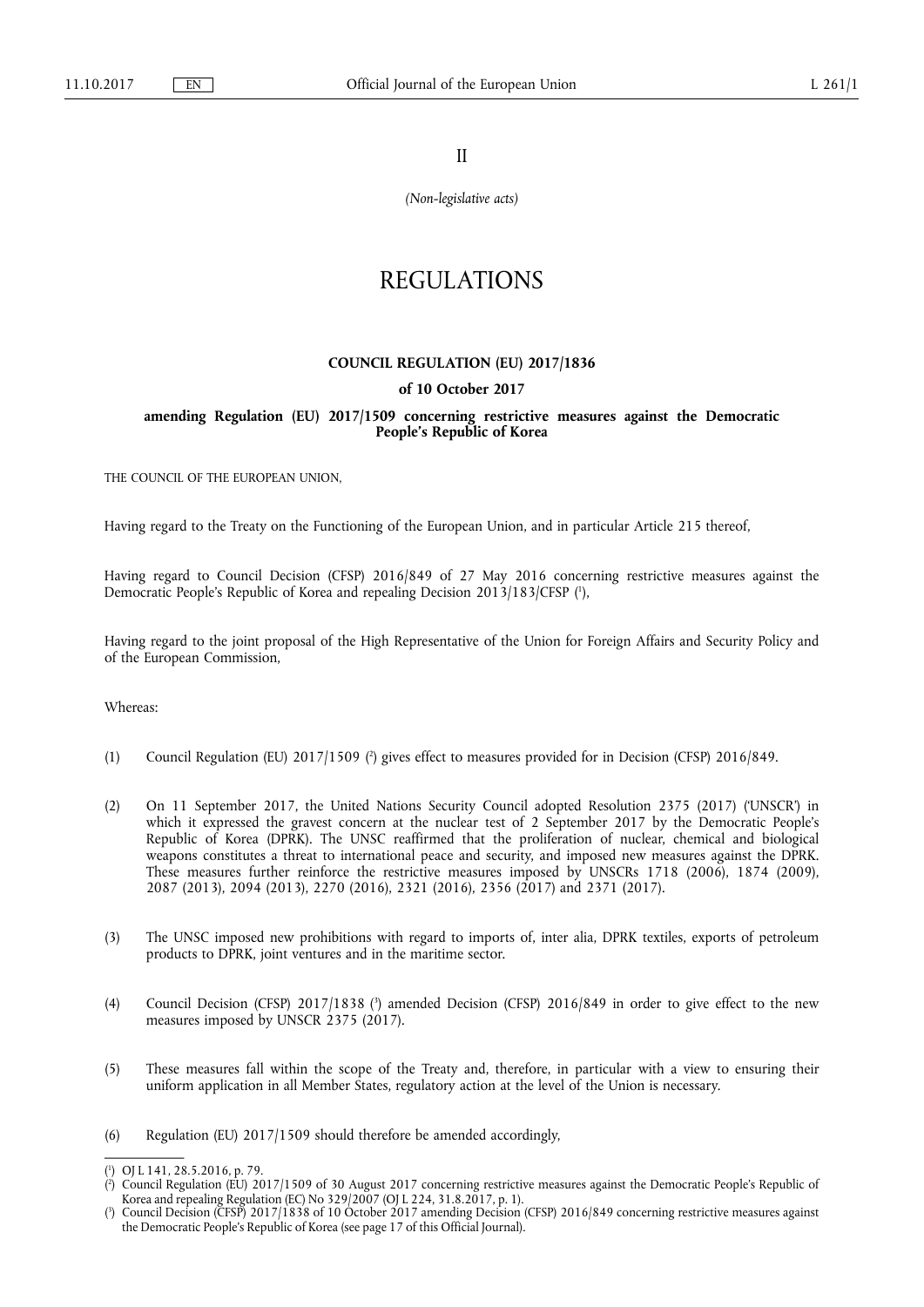II

*(Non-legislative acts)*

# REGULATIONS

## COUNCIL REGULATION (EU) 2017/1836

### of 10 October 2017

### amending Regulation (EU) 2017/1509 concerning restrictive measures against the Democratic People's Republic of Korea

THE COUNCIL OF THE EUROPEAN UNION,

Having regard to the Treaty on the Functioning of the European Union, and in particular Article 215 thereof,

Having regard to Council Decision (CFSP) 2016/849 of 27 May 2016 concerning restrictive measures against the Democratic People's Republic of Korea and repealing Decision 2013/183/CFSP [1],

Having regard to the joint proposal of the High Representative of the Union for Foreign Affairs and Security Policy and of the European Commission,

Whereas:

(1) Council Regulation (EU) 2017/1509 [2] gives effect to measures provided for in Decision (CFSP) 2016/849.

(2) On 11 September 2017, the United Nations Security Council adopted Resolution 2375 (2017) ('UNSCR') in which it expressed the gravest concern at the nuclear test of 2 September 2017 by the Democratic People's Republic of Korea (DPRK). The UNSC reaffirmed that the proliferation of nuclear, chemical and biological weapons constitutes a threat to international peace and security, and imposed new measures against the DPRK. These measures further reinforce the restrictive measures imposed by UNSCRs 1718 (2006), 1874 (2009), 2087 (2013), 2094 (2013), 2270 (2016), 2321 (2016), 2356 (2017) and 2371 (2017).

(3) The UNSC imposed new prohibitions with regard to imports of, inter alia, DPRK textiles, exports of petroleum products to DPRK, joint ventures and in the maritime sector.

(4) Council Decision (CFSP) 2017/1838 [3] amended Decision (CFSP) 2016/849 in order to give effect to the new measures imposed by UNSCR 2375 (2017).

(5) These measures fall within the scope of the Treaty and, therefore, in particular with a view to ensuring their uniform application in all Member States, regulatory action at the level of the Union is necessary.

(6) Regulation (EU) 2017/1509 should therefore be amended accordingly,

---

[1] OJ L 141, 28.5.2016, p. 79.

[2] Council Regulation (EU) 2017/1509 of 30 August 2017 concerning restrictive measures against the Democratic People's Republic of Korea and repealing Regulation (EC) No 329/2007 (OJ L 224, 31.8.2017, p. 1).

[3] Council Decision (CFSP) 2017/1838 of 10 October 2017 amending Decision (CFSP) 2016/849 concerning restrictive measures against the Democratic People's Republic of Korea (see page 17 of this Official Journal).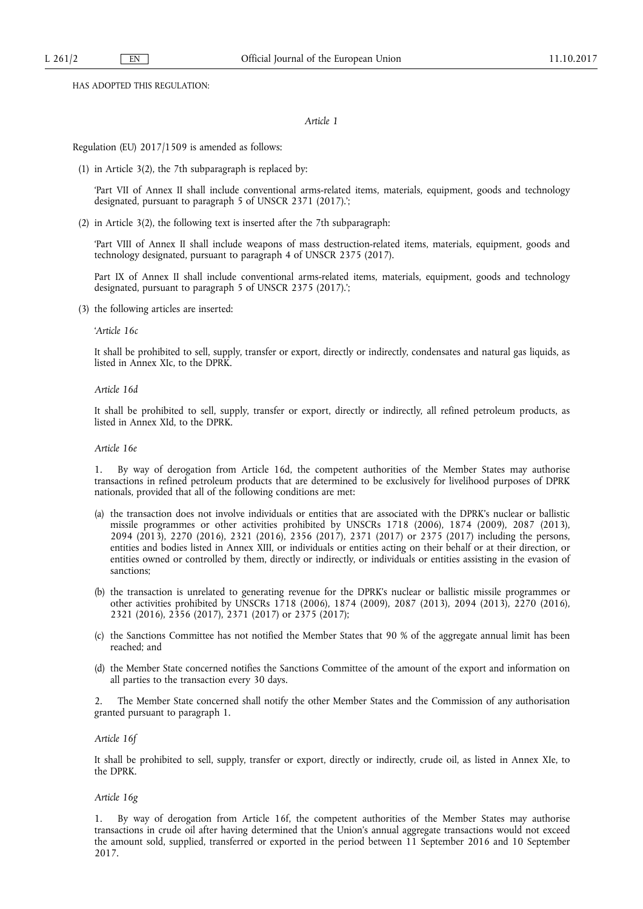HAS ADOPTED THIS REGULATION:

*Article 1*

Regulation (EU) 2017/1509 is amended as follows:

(1) in Article 3(2), the 7th subparagraph is replaced by:

'Part VII of Annex II shall include conventional arms-related items, materials, equipment, goods and technology designated, pursuant to paragraph 5 of UNSCR 2371 (2017).';

(2) in Article 3(2), the following text is inserted after the 7th subparagraph:

'Part VIII of Annex II shall include weapons of mass destruction-related items, materials, equipment, goods and technology designated, pursuant to paragraph 4 of UNSCR 2375 (2017).

Part IX of Annex II shall include conventional arms-related items, materials, equipment, goods and technology designated, pursuant to paragraph 5 of UNSCR 2375 (2017).';

(3) the following articles are inserted:

'*Article 16c*

It shall be prohibited to sell, supply, transfer or export, directly or indirectly, condensates and natural gas liquids, as listed in Annex XIc, to the DPRK.

*Article 16d*

It shall be prohibited to sell, supply, transfer or export, directly or indirectly, all refined petroleum products, as listed in Annex XId, to the DPRK.

*Article 16e*

1. By way of derogation from Article 16d, the competent authorities of the Member States may authorise transactions in refined petroleum products that are determined to be exclusively for livelihood purposes of DPRK nationals, provided that all of the following conditions are met:

(a) the transaction does not involve individuals or entities that are associated with the DPRK's nuclear or ballistic missile programmes or other activities prohibited by UNSCRs 1718 (2006), 1874 (2009), 2087 (2013), 2094 (2013), 2270 (2016), 2321 (2016), 2356 (2017), 2371 (2017) or 2375 (2017) including the persons, entities and bodies listed in Annex XIII, or individuals or entities acting on their behalf or at their direction, or entities owned or controlled by them, directly or indirectly, or individuals or entities assisting in the evasion of sanctions;

(b) the transaction is unrelated to generating revenue for the DPRK's nuclear or ballistic missile programmes or other activities prohibited by UNSCRs 1718 (2006), 1874 (2009), 2087 (2013), 2094 (2013), 2270 (2016), 2321 (2016), 2356 (2017), 2371 (2017) or 2375 (2017);

(c) the Sanctions Committee has not notified the Member States that 90 % of the aggregate annual limit has been reached; and

(d) the Member State concerned notifies the Sanctions Committee of the amount of the export and information on all parties to the transaction every 30 days.

2. The Member State concerned shall notify the other Member States and the Commission of any authorisation granted pursuant to paragraph 1.

*Article 16f*

It shall be prohibited to sell, supply, transfer or export, directly or indirectly, crude oil, as listed in Annex XIe, to the DPRK.

*Article 16g*

1. By way of derogation from Article 16f, the competent authorities of the Member States may authorise transactions in crude oil after having determined that the Union's annual aggregate transactions would not exceed the amount sold, supplied, transferred or exported in the period between 11 September 2016 and 10 September 2017.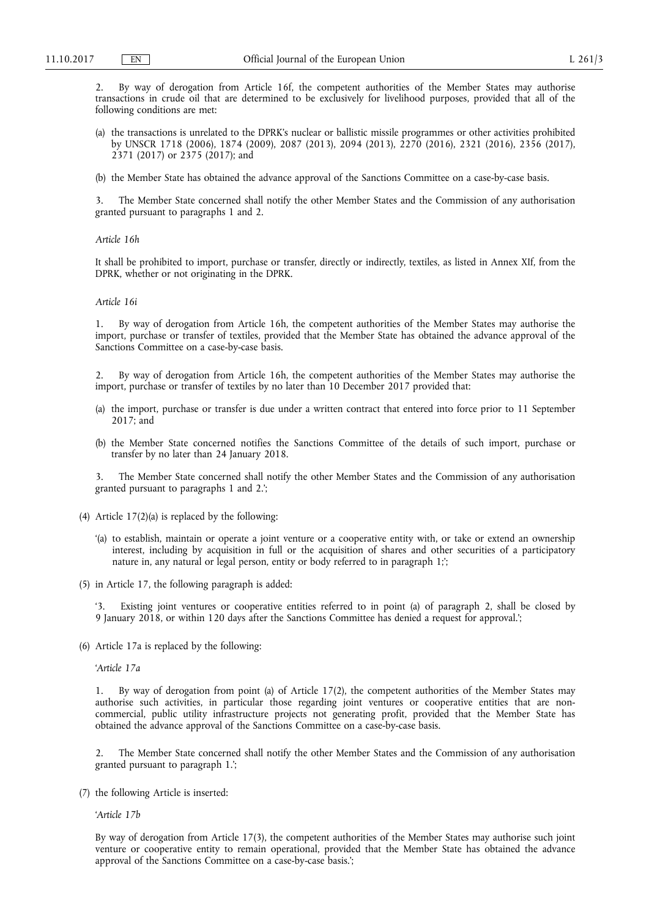2. By way of derogation from Article 16f, the competent authorities of the Member States may authorise transactions in crude oil that are determined to be exclusively for livelihood purposes, provided that all of the following conditions are met:

(a) the transactions is unrelated to the DPRK's nuclear or ballistic missile programmes or other activities prohibited by UNSCR 1718 (2006), 1874 (2009), 2087 (2013), 2094 (2013), 2270 (2016), 2321 (2016), 2356 (2017), 2371 (2017) or 2375 (2017); and

(b) the Member State has obtained the advance approval of the Sanctions Committee on a case-by-case basis.

3. The Member State concerned shall notify the other Member States and the Commission of any authorisation granted pursuant to paragraphs 1 and 2.

*Article 16h*

It shall be prohibited to import, purchase or transfer, directly or indirectly, textiles, as listed in Annex XIf, from the DPRK, whether or not originating in the DPRK.

*Article 16i*

1. By way of derogation from Article 16h, the competent authorities of the Member States may authorise the import, purchase or transfer of textiles, provided that the Member State has obtained the advance approval of the Sanctions Committee on a case-by-case basis.

2. By way of derogation from Article 16h, the competent authorities of the Member States may authorise the import, purchase or transfer of textiles by no later than 10 December 2017 provided that:

(a) the import, purchase or transfer is due under a written contract that entered into force prior to 11 September 2017; and

(b) the Member State concerned notifies the Sanctions Committee of the details of such import, purchase or transfer by no later than 24 January 2018.

3. The Member State concerned shall notify the other Member States and the Commission of any authorisation granted pursuant to paragraphs 1 and 2.';

(4) Article 17(2)(a) is replaced by the following:

'(a) to establish, maintain or operate a joint venture or a cooperative entity with, or take or extend an ownership interest, including by acquisition in full or the acquisition of shares and other securities of a participatory nature in, any natural or legal person, entity or body referred to in paragraph 1;';

(5) in Article 17, the following paragraph is added:

'3. Existing joint ventures or cooperative entities referred to in point (a) of paragraph 2, shall be closed by 9 January 2018, or within 120 days after the Sanctions Committee has denied a request for approval.';

(6) Article 17a is replaced by the following:

'*Article 17a*

1. By way of derogation from point (a) of Article 17(2), the competent authorities of the Member States may authorise such activities, in particular those regarding joint ventures or cooperative entities that are non-commercial, public utility infrastructure projects not generating profit, provided that the Member State has obtained the advance approval of the Sanctions Committee on a case-by-case basis.

2. The Member State concerned shall notify the other Member States and the Commission of any authorisation granted pursuant to paragraph 1.';

(7) the following Article is inserted:

'*Article 17b*

By way of derogation from Article 17(3), the competent authorities of the Member States may authorise such joint venture or cooperative entity to remain operational, provided that the Member State has obtained the advance approval of the Sanctions Committee on a case-by-case basis.';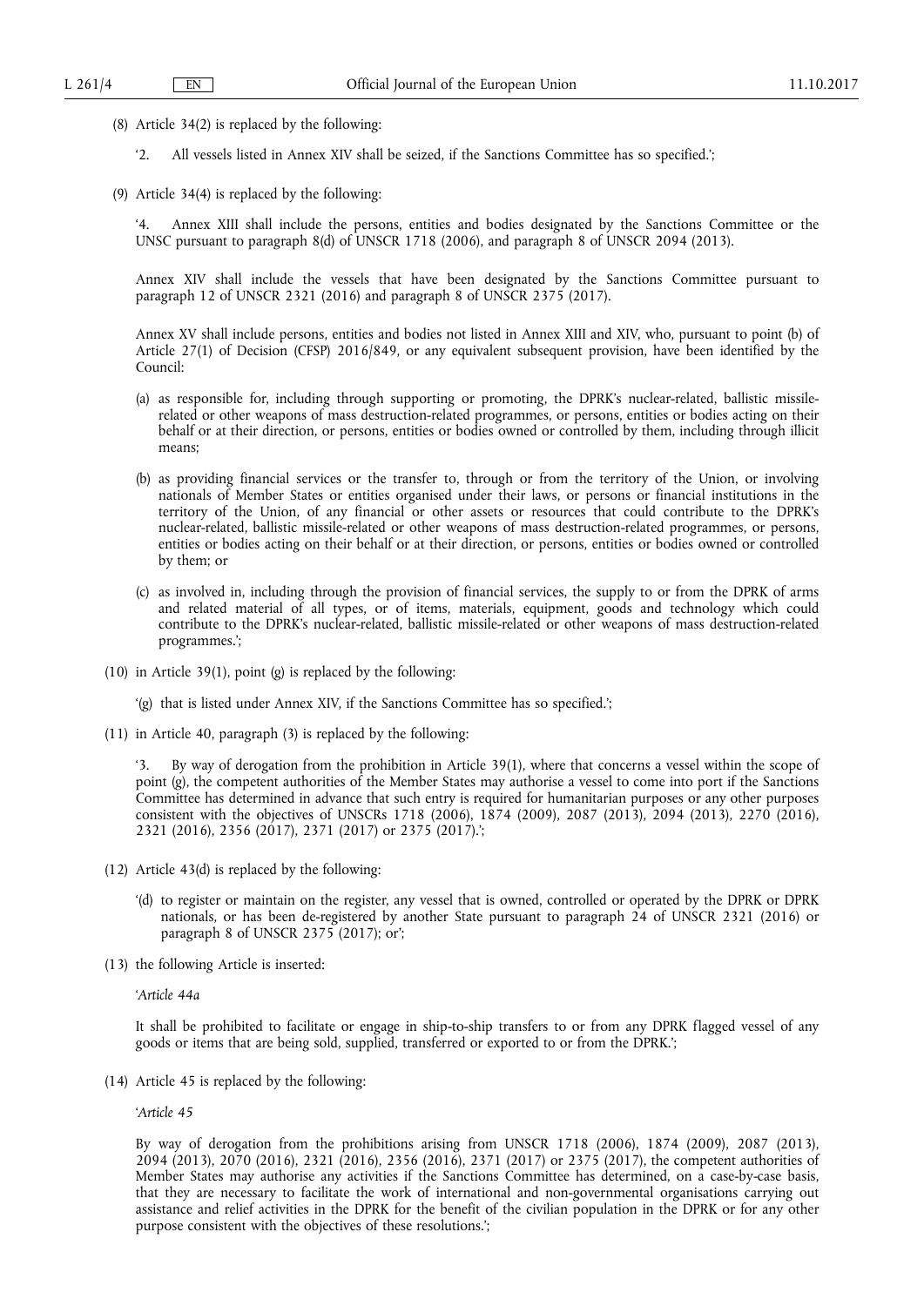(8) Article 34(2) is replaced by the following:

'2. All vessels listed in Annex XIV shall be seized, if the Sanctions Committee has so specified.';

(9) Article 34(4) is replaced by the following:

'4. Annex XIII shall include the persons, entities and bodies designated by the Sanctions Committee or the UNSC pursuant to paragraph 8(d) of UNSCR 1718 (2006), and paragraph 8 of UNSCR 2094 (2013).

Annex XIV shall include the vessels that have been designated by the Sanctions Committee pursuant to paragraph 12 of UNSCR 2321 (2016) and paragraph 8 of UNSCR 2375 (2017).

Annex XV shall include persons, entities and bodies not listed in Annex XIII and XIV, who, pursuant to point (b) of Article 27(1) of Decision (CFSP) 2016/849, or any equivalent subsequent provision, have been identified by the Council:

(a) as responsible for, including through supporting or promoting, the DPRK's nuclear-related, ballistic missile-related or other weapons of mass destruction-related programmes, or persons, entities or bodies acting on their behalf or at their direction, or persons, entities or bodies owned or controlled by them, including through illicit means;

(b) as providing financial services or the transfer to, through or from the territory of the Union, or involving nationals of Member States or entities organised under their laws, or persons or financial institutions in the territory of the Union, of any financial or other assets or resources that could contribute to the DPRK's nuclear-related, ballistic missile-related or other weapons of mass destruction-related programmes, or persons, entities or bodies acting on their behalf or at their direction, or persons, entities or bodies owned or controlled by them; or

(c) as involved in, including through the provision of financial services, the supply to or from the DPRK of arms and related material of all types, or of items, materials, equipment, goods and technology which could contribute to the DPRK's nuclear-related, ballistic missile-related or other weapons of mass destruction-related programmes.';

(10) in Article 39(1), point (g) is replaced by the following:

'(g) that is listed under Annex XIV, if the Sanctions Committee has so specified.';

(11) in Article 40, paragraph (3) is replaced by the following:

'3. By way of derogation from the prohibition in Article 39(1), where that concerns a vessel within the scope of point (g), the competent authorities of the Member States may authorise a vessel to come into port if the Sanctions Committee has determined in advance that such entry is required for humanitarian purposes or any other purposes consistent with the objectives of UNSCRs 1718 (2006), 1874 (2009), 2087 (2013), 2094 (2013), 2270 (2016), 2321 (2016), 2356 (2017), 2371 (2017) or 2375 (2017).';

(12) Article 43(d) is replaced by the following:

'(d) to register or maintain on the register, any vessel that is owned, controlled or operated by the DPRK or DPRK nationals, or has been de-registered by another State pursuant to paragraph 24 of UNSCR 2321 (2016) or paragraph 8 of UNSCR 2375 (2017); or';

(13) the following Article is inserted:

'*Article 44a*

It shall be prohibited to facilitate or engage in ship-to-ship transfers to or from any DPRK flagged vessel of any goods or items that are being sold, supplied, transferred or exported to or from the DPRK.';

(14) Article 45 is replaced by the following:

'*Article 45*

By way of derogation from the prohibitions arising from UNSCR 1718 (2006), 1874 (2009), 2087 (2013), 2094 (2013), 2070 (2016), 2321 (2016), 2356 (2016), 2371 (2017) or 2375 (2017), the competent authorities of Member States may authorise any activities if the Sanctions Committee has determined, on a case-by-case basis, that they are necessary to facilitate the work of international and non-governmental organisations carrying out assistance and relief activities in the DPRK for the benefit of the civilian population in the DPRK or for any other purpose consistent with the objectives of these resolutions.';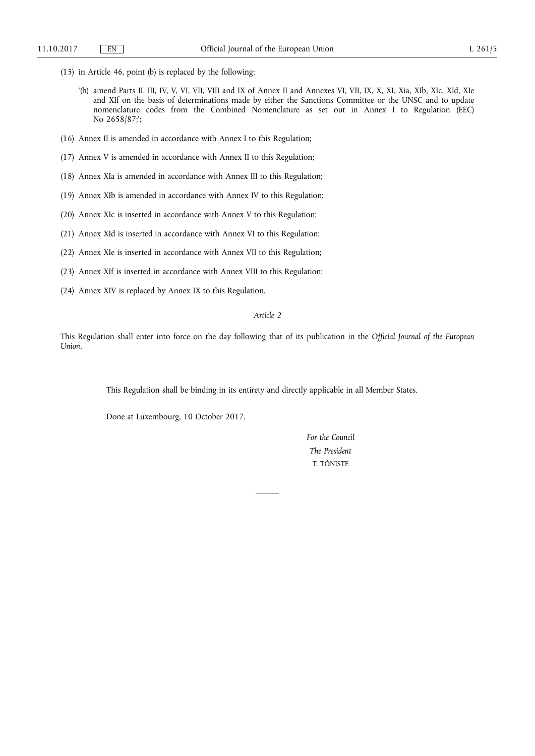(15) in Article 46, point (b) is replaced by the following:

'(b) amend Parts II, III, IV, V, VI, VII, VIII and IX of Annex II and Annexes VI, VII, IX, X, XI, Xia, XIb, XIc, XId, XIe and XIf on the basis of determinations made by either the Sanctions Committee or the UNSC and to update nomenclature codes from the Combined Nomenclature as set out in Annex I to Regulation (EEC) No 2658/87;';

(16) Annex II is amended in accordance with Annex I to this Regulation;

(17) Annex V is amended in accordance with Annex II to this Regulation;

(18) Annex XIa is amended in accordance with Annex III to this Regulation;

(19) Annex XIb is amended in accordance with Annex IV to this Regulation;

(20) Annex XIc is inserted in accordance with Annex V to this Regulation;

(21) Annex XId is inserted in accordance with Annex VI to this Regulation;

(22) Annex XIe is inserted in accordance with Annex VII to this Regulation;

(23) Annex XIf is inserted in accordance with Annex VIII to this Regulation;

(24) Annex XIV is replaced by Annex IX to this Regulation.

*Article 2*

This Regulation shall enter into force on the day following that of its publication in the *Official Journal of the European Union*.

This Regulation shall be binding in its entirety and directly applicable in all Member States.

Done at Luxembourg, 10 October 2017.

*For the Council*

*The President*

T. TÕNISTE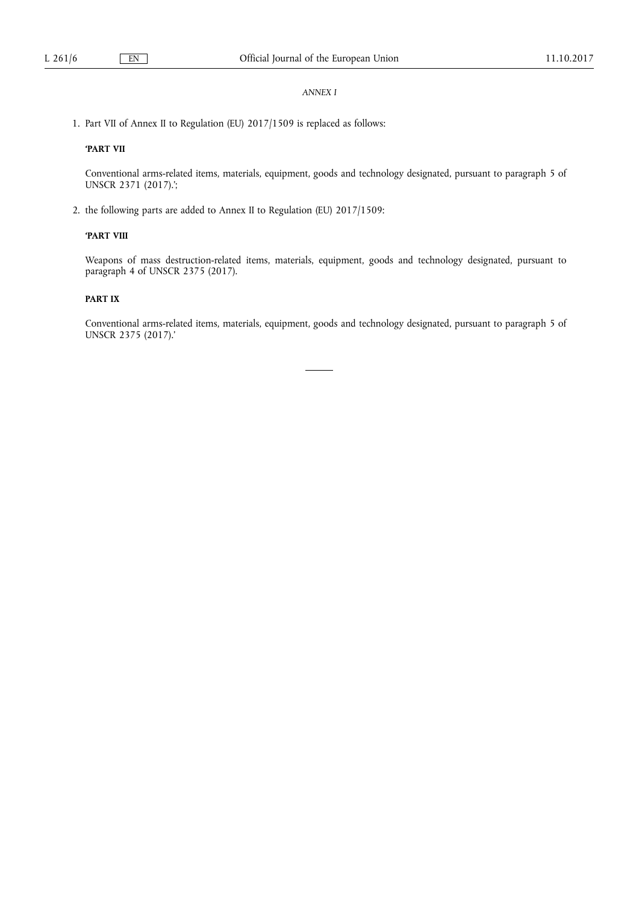*ANNEX I*

1. Part VII of Annex II to Regulation (EU) 2017/1509 is replaced as follows:

   **'PART VII**

   Conventional arms-related items, materials, equipment, goods and technology designated, pursuant to paragraph 5 of UNSCR 2371 (2017).';

2. the following parts are added to Annex II to Regulation (EU) 2017/1509:

   **'PART VIII**

   Weapons of mass destruction-related items, materials, equipment, goods and technology designated, pursuant to paragraph 4 of UNSCR 2375 (2017).

   **PART IX**

   Conventional arms-related items, materials, equipment, goods and technology designated, pursuant to paragraph 5 of UNSCR 2375 (2017).'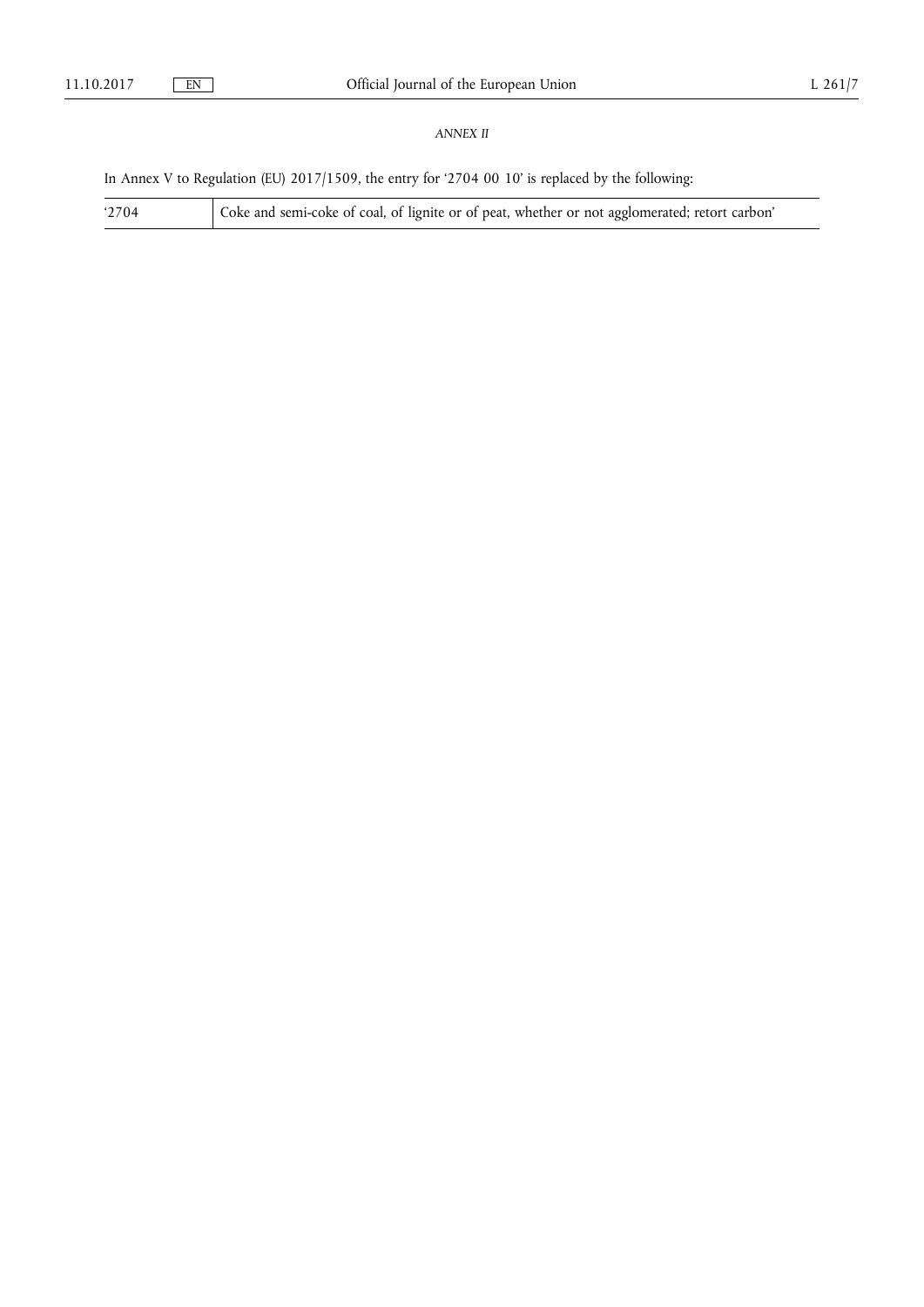*ANNEX II*

In Annex V to Regulation (EU) 2017/1509, the entry for '2704 00 10' is replaced by the following:

| | |
|---|---|
| '2704 | Coke and semi-coke of coal, of lignite or of peat, whether or not agglomerated; retort carbon' |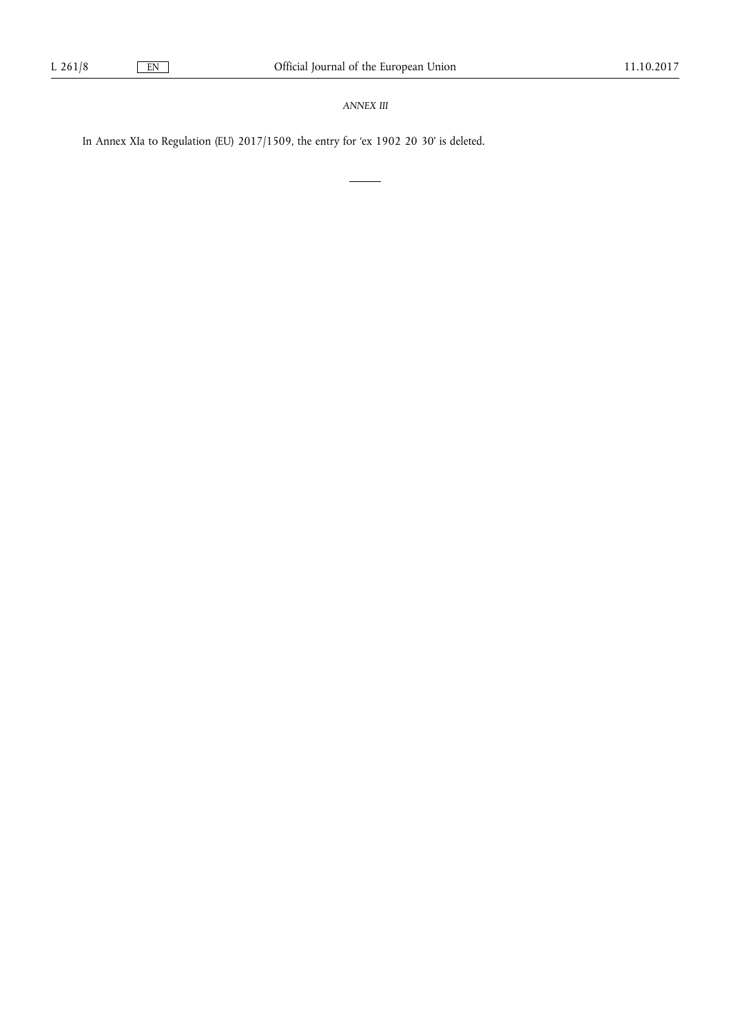*ANNEX III*

In Annex XIa to Regulation (EU) 2017/1509, the entry for 'ex 1902 20 30' is deleted.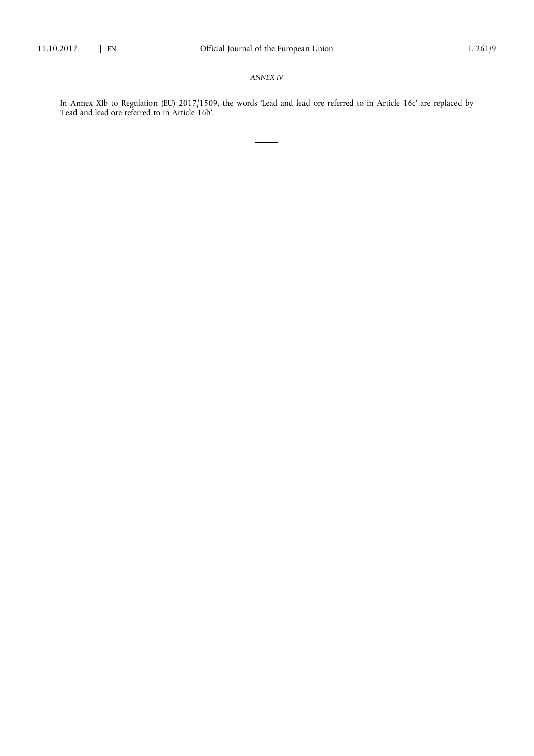*ANNEX IV*

In Annex XIb to Regulation (EU) 2017/1509, the words 'Lead and lead ore referred to in Article 16c' are replaced by 'Lead and lead ore referred to in Article 16b'.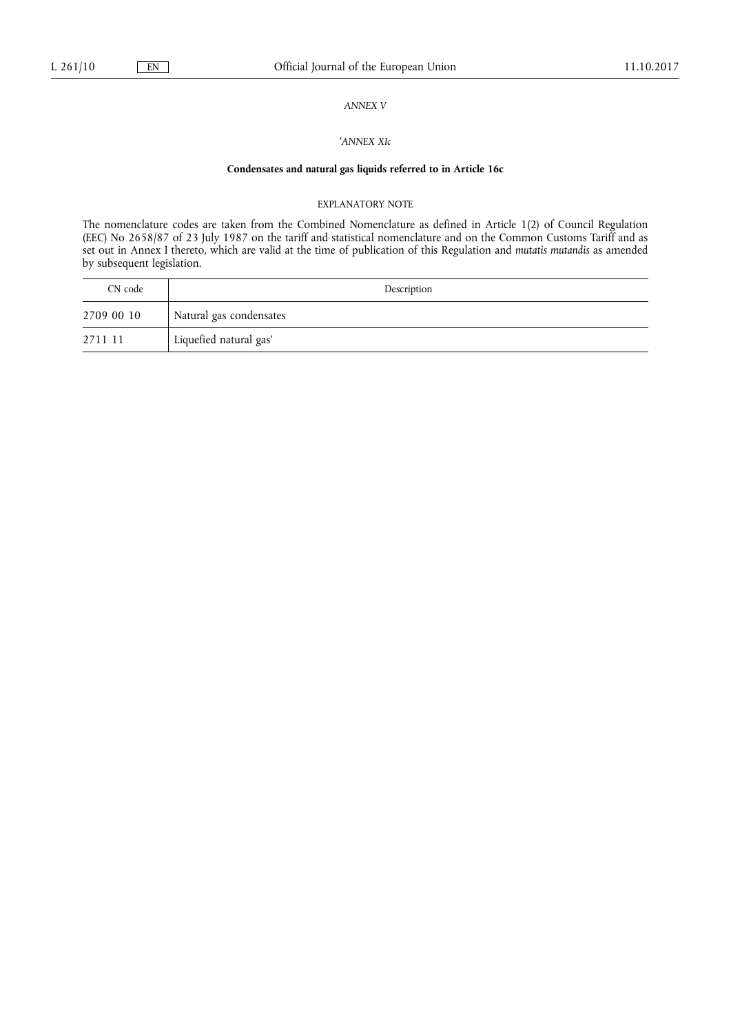*ANNEX V*

*'ANNEX XIc*

**Condensates and natural gas liquids referred to in Article 16c**

EXPLANATORY NOTE

The nomenclature codes are taken from the Combined Nomenclature as defined in Article 1(2) of Council Regulation (EEC) No 2658/87 of 23 July 1987 on the tariff and statistical nomenclature and on the Common Customs Tariff and as set out in Annex I thereto, which are valid at the time of publication of this Regulation and *mutatis mutandis* as amended by subsequent legislation.

| CN code | Description |
| --- | --- |
| 2709 00 10 | Natural gas condensates |
| 2711 11 | Liquefied natural gas' |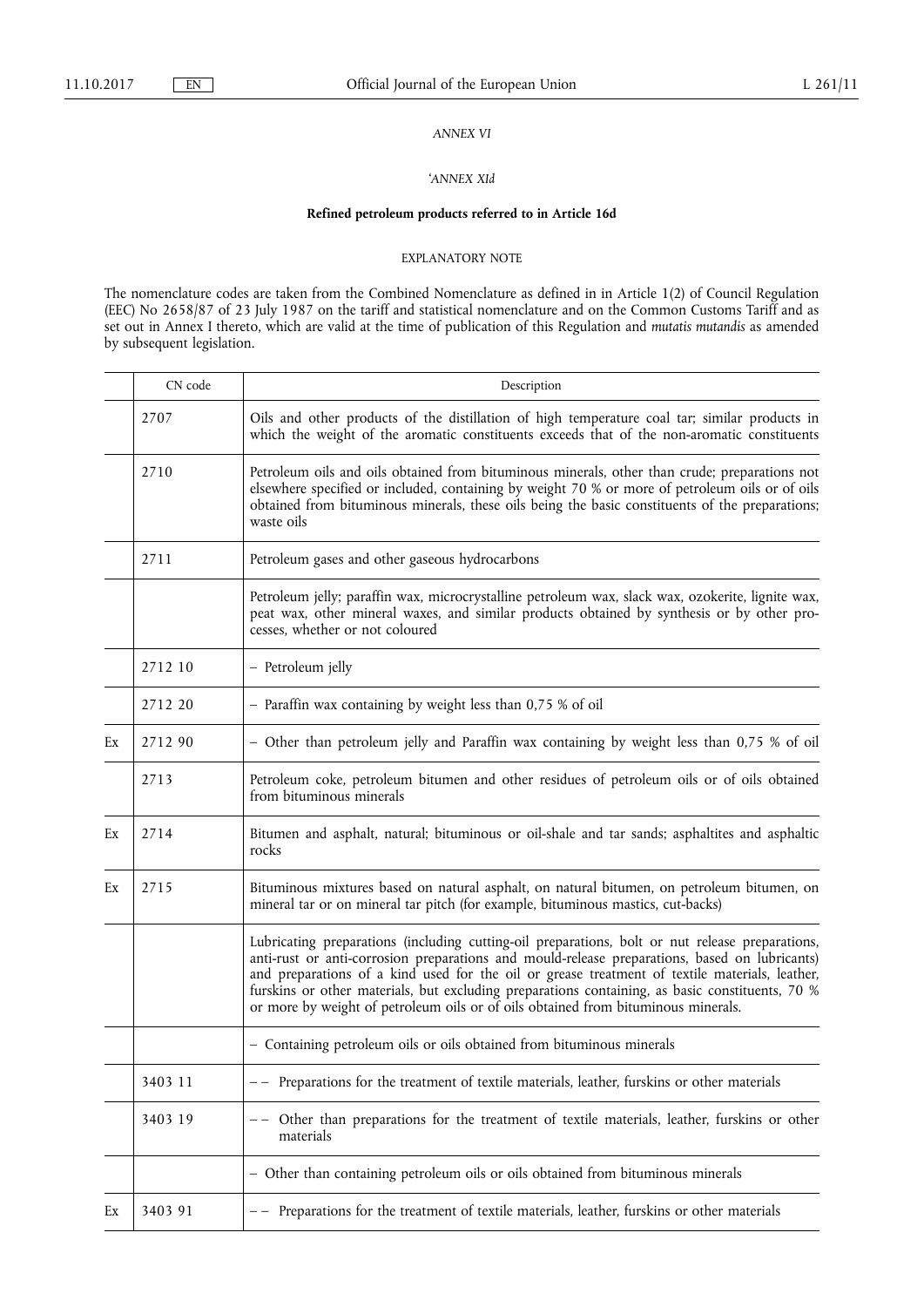*ANNEX VI*

*'ANNEX XId*

**Refined petroleum products referred to in Article 16d**

EXPLANATORY NOTE

The nomenclature codes are taken from the Combined Nomenclature as defined in in Article 1(2) of Council Regulation (EEC) No 2658/87 of 23 July 1987 on the tariff and statistical nomenclature and on the Common Customs Tariff and as set out in Annex I thereto, which are valid at the time of publication of this Regulation and *mutatis mutandis* as amended by subsequent legislation.

| | CN code | Description |
|---|---|---|
| | 2707 | Oils and other products of the distillation of high temperature coal tar; similar products in which the weight of the aromatic constituents exceeds that of the non-aromatic constituents |
| | 2710 | Petroleum oils and oils obtained from bituminous minerals, other than crude; preparations not elsewhere specified or included, containing by weight 70 % or more of petroleum oils or of oils obtained from bituminous minerals, these oils being the basic constituents of the preparations; waste oils |
| | 2711 | Petroleum gases and other gaseous hydrocarbons |
| | | Petroleum jelly; paraffin wax, microcrystalline petroleum wax, slack wax, ozokerite, lignite wax, peat wax, other mineral waxes, and similar products obtained by synthesis or by other processes, whether or not coloured |
| | 2712 10 | – Petroleum jelly |
| | 2712 20 | – Paraffin wax containing by weight less than 0,75 % of oil |
| Ex | 2712 90 | – Other than petroleum jelly and Paraffin wax containing by weight less than 0,75 % of oil |
| | 2713 | Petroleum coke, petroleum bitumen and other residues of petroleum oils or of oils obtained from bituminous minerals |
| Ex | 2714 | Bitumen and asphalt, natural; bituminous or oil-shale and tar sands; asphaltites and asphaltic rocks |
| Ex | 2715 | Bituminous mixtures based on natural asphalt, on natural bitumen, on petroleum bitumen, on mineral tar or on mineral tar pitch (for example, bituminous mastics, cut-backs) |
| | | Lubricating preparations (including cutting-oil preparations, bolt or nut release preparations, anti-rust or anti-corrosion preparations and mould-release preparations, based on lubricants) and preparations of a kind used for the oil or grease treatment of textile materials, leather, furskins or other materials, but excluding preparations containing, as basic constituents, 70 % or more by weight of petroleum oils or of oils obtained from bituminous minerals. |
| | | – Containing petroleum oils or oils obtained from bituminous minerals |
| | 3403 11 | – – Preparations for the treatment of textile materials, leather, furskins or other materials |
| | 3403 19 | – – Other than preparations for the treatment of textile materials, leather, furskins or other materials |
| | | – Other than containing petroleum oils or oils obtained from bituminous minerals |
| Ex | 3403 91 | – – Preparations for the treatment of textile materials, leather, furskins or other materials |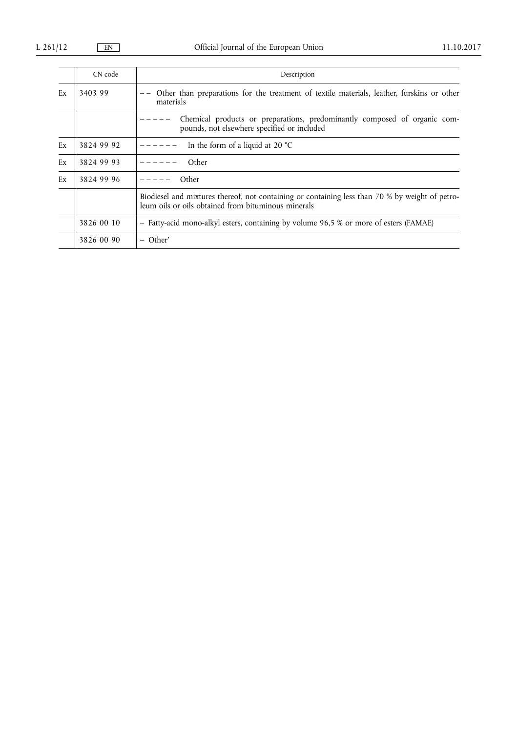| | CN code | Description |
|---|---|---|
| Ex | 3403 99 | – – Other than preparations for the treatment of textile materials, leather, furskins or other materials |
| | | – – – – – Chemical products or preparations, predominantly composed of organic compounds, not elsewhere specified or included |
| Ex | 3824 99 92 | – – – – – – In the form of a liquid at 20 °C |
| Ex | 3824 99 93 | – – – – – – Other |
| Ex | 3824 99 96 | – – – – – Other |
| | | Biodiesel and mixtures thereof, not containing or containing less than 70 % by weight of petroleum oils or oils obtained from bituminous minerals |
| | 3826 00 10 | – Fatty-acid mono-alkyl esters, containing by volume 96,5 % or more of esters (FAMAE) |
| | 3826 00 90 | – Other' |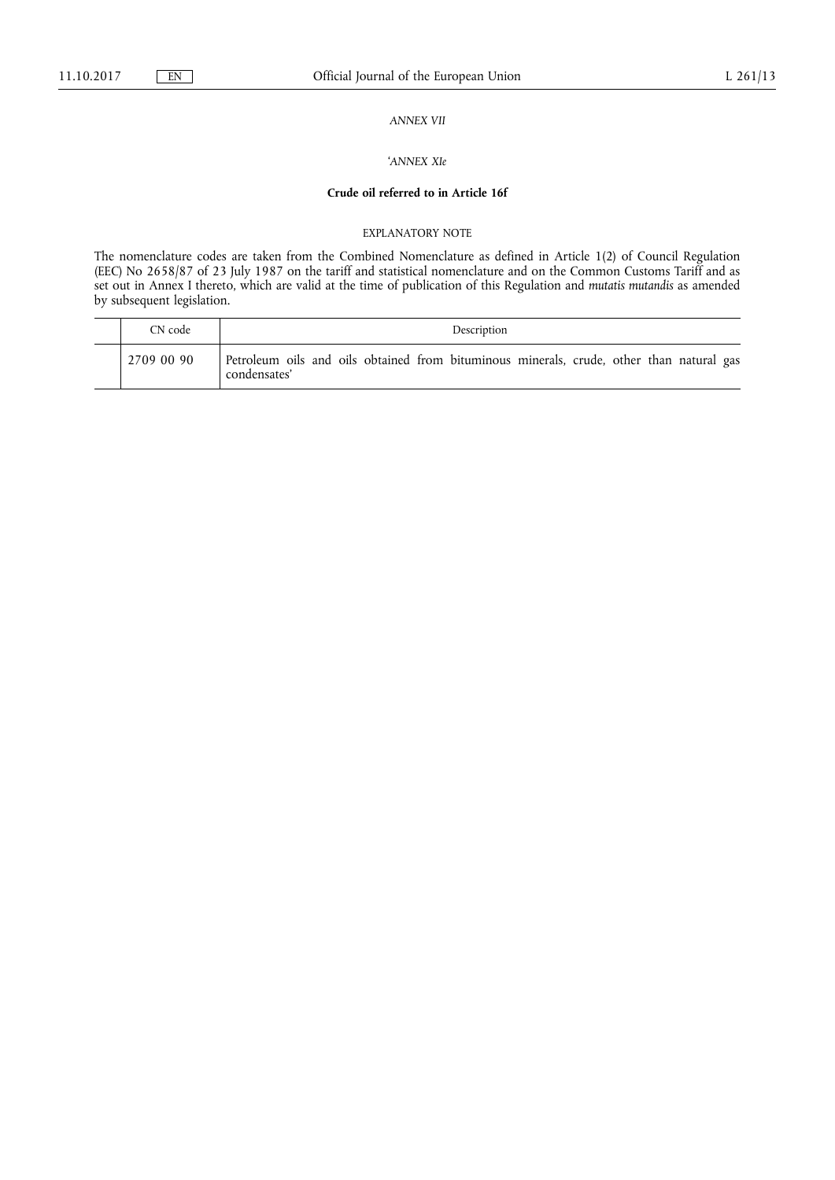*ANNEX VII*

*'ANNEX XIe*

**Crude oil referred to in Article 16f**

EXPLANATORY NOTE

The nomenclature codes are taken from the Combined Nomenclature as defined in Article 1(2) of Council Regulation (EEC) No 2658/87 of 23 July 1987 on the tariff and statistical nomenclature and on the Common Customs Tariff and as set out in Annex I thereto, which are valid at the time of publication of this Regulation and *mutatis mutandis* as amended by subsequent legislation.

| | CN code | Description |
|---|---|---|
| | 2709 00 90 | Petroleum oils and oils obtained from bituminous minerals, crude, other than natural gas condensates' |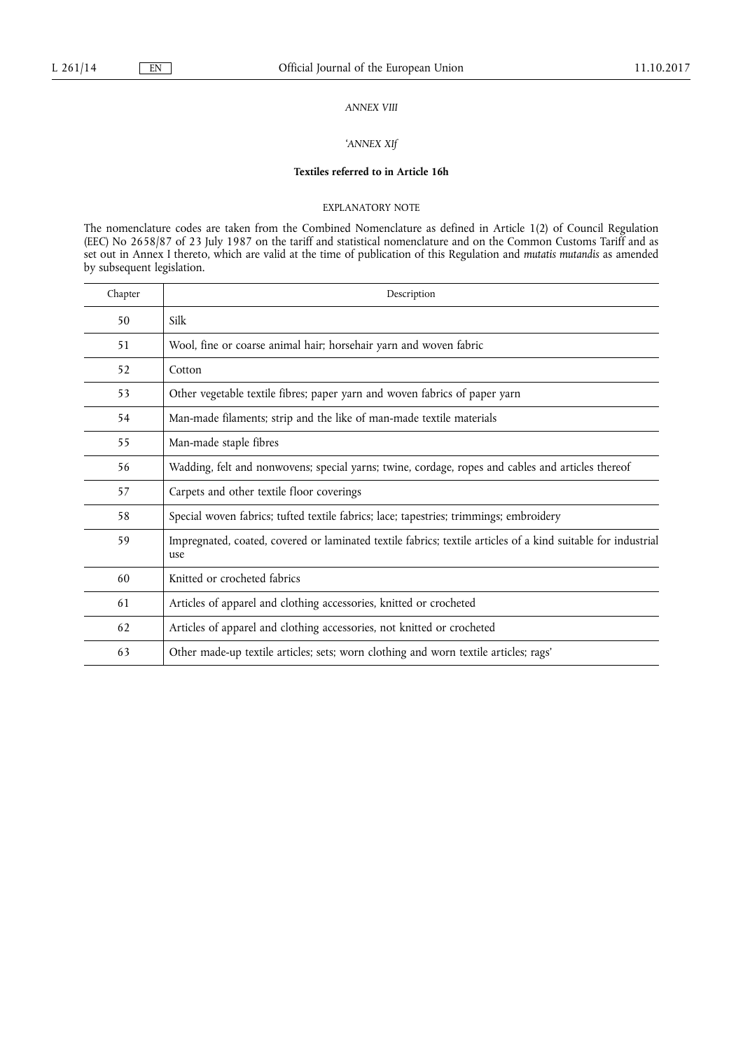*ANNEX VIII*

*'ANNEX XIf*

**Textiles referred to in Article 16h**

EXPLANATORY NOTE

The nomenclature codes are taken from the Combined Nomenclature as defined in Article 1(2) of Council Regulation (EEC) No 2658/87 of 23 July 1987 on the tariff and statistical nomenclature and on the Common Customs Tariff and as set out in Annex I thereto, which are valid at the time of publication of this Regulation and *mutatis mutandis* as amended by subsequent legislation.

| Chapter | Description |
| --- | --- |
| 50 | Silk |
| 51 | Wool, fine or coarse animal hair; horsehair yarn and woven fabric |
| 52 | Cotton |
| 53 | Other vegetable textile fibres; paper yarn and woven fabrics of paper yarn |
| 54 | Man-made filaments; strip and the like of man-made textile materials |
| 55 | Man-made staple fibres |
| 56 | Wadding, felt and nonwovens; special yarns; twine, cordage, ropes and cables and articles thereof |
| 57 | Carpets and other textile floor coverings |
| 58 | Special woven fabrics; tufted textile fabrics; lace; tapestries; trimmings; embroidery |
| 59 | Impregnated, coated, covered or laminated textile fabrics; textile articles of a kind suitable for industrial use |
| 60 | Knitted or crocheted fabrics |
| 61 | Articles of apparel and clothing accessories, knitted or crocheted |
| 62 | Articles of apparel and clothing accessories, not knitted or crocheted |
| 63 | Other made-up textile articles; sets; worn clothing and worn textile articles; rags' |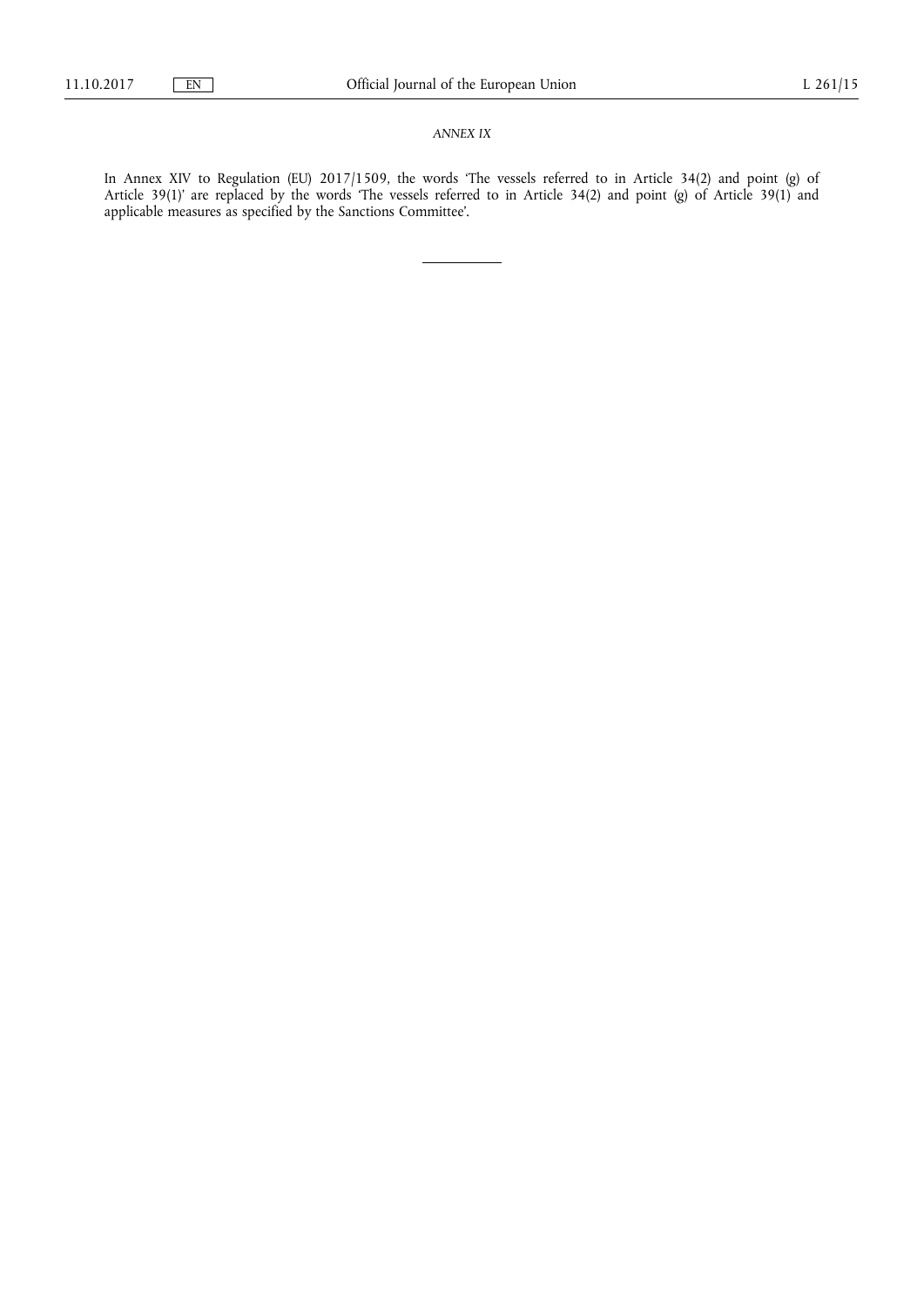*ANNEX IX*

In Annex XIV to Regulation (EU) 2017/1509, the words 'The vessels referred to in Article 34(2) and point (g) of Article 39(1)' are replaced by the words 'The vessels referred to in Article 34(2) and point (g) of Article 39(1) and applicable measures as specified by the Sanctions Committee'.